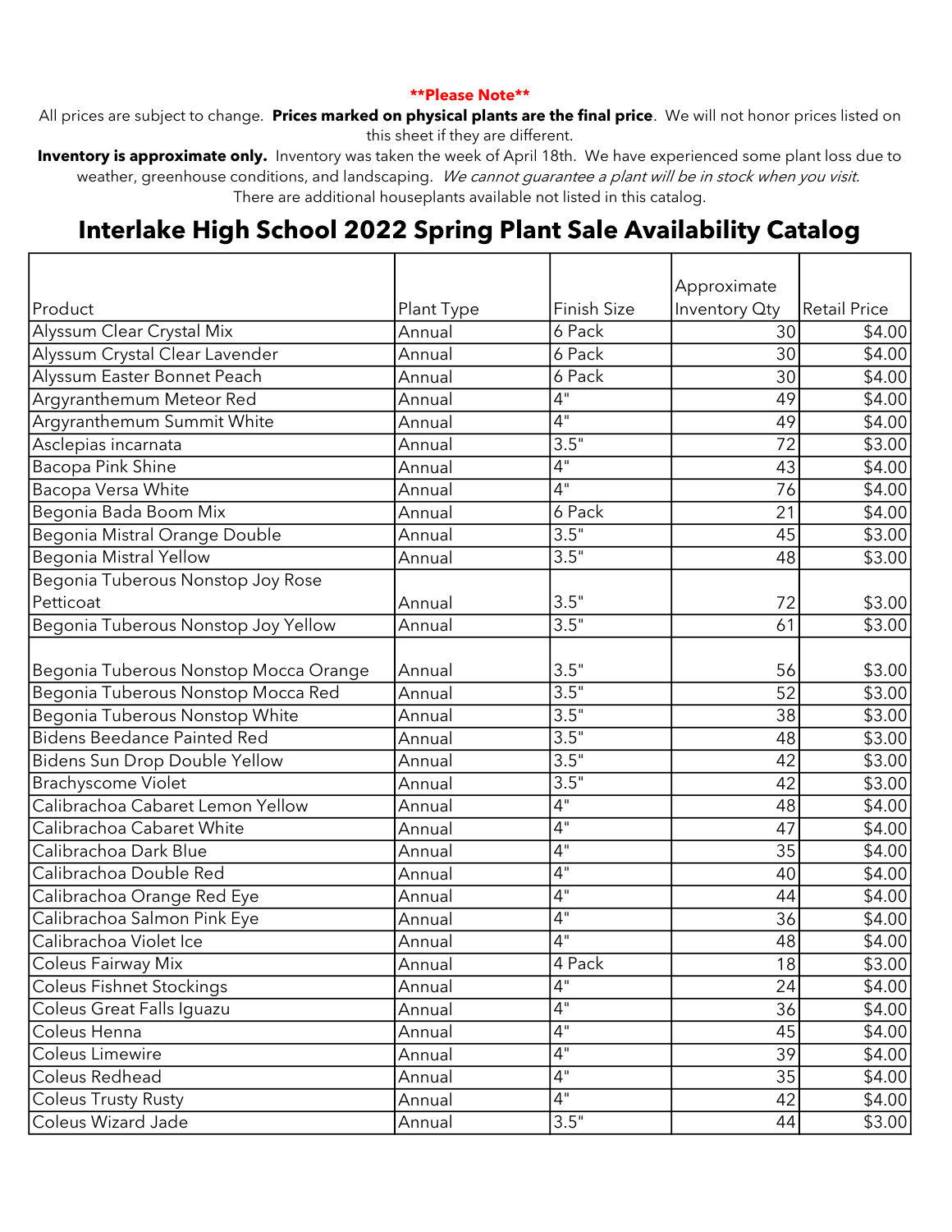**\*\*Please Note\*\***

All prices are subject to change. **Prices marked on physical plants are the final price**. We will not honor prices listed on this sheet if they are different.

**Inventory is approximate only.** Inventory was taken the week of April 18th. We have experienced some plant loss due to weather, greenhouse conditions, and landscaping. *We cannot guarantee a plant will be in stock when you visit.* There are additional houseplants available not listed in this catalog.

# Interlake High School 2022 Spring Plant Sale Availability Catalog

| Product | Plant Type | Finish Size | Approximate Inventory Qty | Retail Price |
|---|---|---|---|---|
| Alyssum Clear Crystal Mix | Annual | 6 Pack | 30 | $4.00 |
| Alyssum Crystal Clear Lavender | Annual | 6 Pack | 30 | $4.00 |
| Alyssum Easter Bonnet Peach | Annual | 6 Pack | 30 | $4.00 |
| Argyranthemum Meteor Red | Annual | 4" | 49 | $4.00 |
| Argyranthemum Summit White | Annual | 4" | 49 | $4.00 |
| Asclepias incarnata | Annual | 3.5" | 72 | $3.00 |
| Bacopa Pink Shine | Annual | 4" | 43 | $4.00 |
| Bacopa Versa White | Annual | 4" | 76 | $4.00 |
| Begonia Bada Boom Mix | Annual | 6 Pack | 21 | $4.00 |
| Begonia Mistral Orange Double | Annual | 3.5" | 45 | $3.00 |
| Begonia Mistral Yellow | Annual | 3.5" | 48 | $3.00 |
| Begonia Tuberous Nonstop Joy Rose Petticoat | Annual | 3.5" | 72 | $3.00 |
| Begonia Tuberous Nonstop Joy Yellow | Annual | 3.5" | 61 | $3.00 |
| Begonia Tuberous Nonstop Mocca Orange | Annual | 3.5" | 56 | $3.00 |
| Begonia Tuberous Nonstop Mocca Red | Annual | 3.5" | 52 | $3.00 |
| Begonia Tuberous Nonstop White | Annual | 3.5" | 38 | $3.00 |
| Bidens Beedance Painted Red | Annual | 3.5" | 48 | $3.00 |
| Bidens Sun Drop Double Yellow | Annual | 3.5" | 42 | $3.00 |
| Brachyscome Violet | Annual | 3.5" | 42 | $3.00 |
| Calibrachoa Cabaret Lemon Yellow | Annual | 4" | 48 | $4.00 |
| Calibrachoa Cabaret White | Annual | 4" | 47 | $4.00 |
| Calibrachoa Dark Blue | Annual | 4" | 35 | $4.00 |
| Calibrachoa Double Red | Annual | 4" | 40 | $4.00 |
| Calibrachoa Orange Red Eye | Annual | 4" | 44 | $4.00 |
| Calibrachoa Salmon Pink Eye | Annual | 4" | 36 | $4.00 |
| Calibrachoa Violet Ice | Annual | 4" | 48 | $4.00 |
| Coleus Fairway Mix | Annual | 4 Pack | 18 | $3.00 |
| Coleus Fishnet Stockings | Annual | 4" | 24 | $4.00 |
| Coleus Great Falls Iguazu | Annual | 4" | 36 | $4.00 |
| Coleus Henna | Annual | 4" | 45 | $4.00 |
| Coleus Limewire | Annual | 4" | 39 | $4.00 |
| Coleus Redhead | Annual | 4" | 35 | $4.00 |
| Coleus Trusty Rusty | Annual | 4" | 42 | $4.00 |
| Coleus Wizard Jade | Annual | 3.5" | 44 | $3.00 |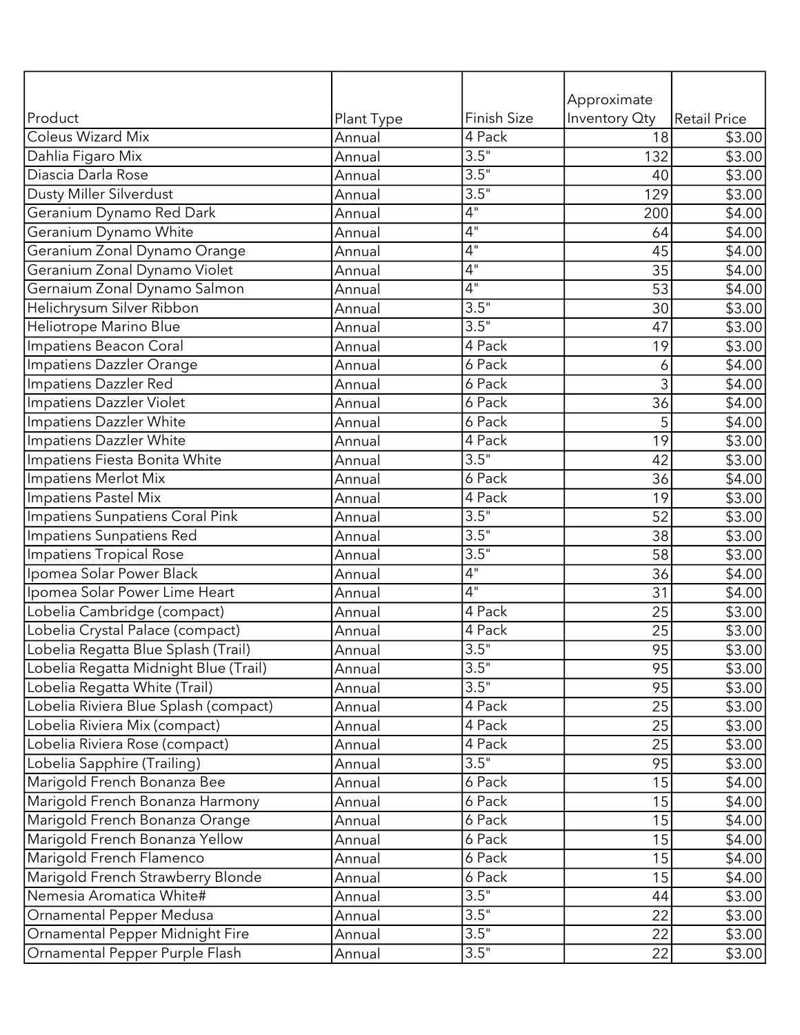| Product | Plant Type | Finish Size | Approximate Inventory Qty | Retail Price |
|---|---|---|---|---|
| Coleus Wizard Mix | Annual | 4 Pack | 18 | $3.00 |
| Dahlia Figaro Mix | Annual | 3.5" | 132 | $3.00 |
| Diascia Darla Rose | Annual | 3.5" | 40 | $3.00 |
| Dusty Miller Silverdust | Annual | 3.5" | 129 | $3.00 |
| Geranium Dynamo Red Dark | Annual | 4" | 200 | $4.00 |
| Geranium Dynamo White | Annual | 4" | 64 | $4.00 |
| Geranium Zonal Dynamo Orange | Annual | 4" | 45 | $4.00 |
| Geranium Zonal Dynamo Violet | Annual | 4" | 35 | $4.00 |
| Gernaium Zonal Dynamo Salmon | Annual | 4" | 53 | $4.00 |
| Helichrysum Silver Ribbon | Annual | 3.5" | 30 | $3.00 |
| Heliotrope Marino Blue | Annual | 3.5" | 47 | $3.00 |
| Impatiens Beacon Coral | Annual | 4 Pack | 19 | $3.00 |
| Impatiens Dazzler Orange | Annual | 6 Pack | 6 | $4.00 |
| Impatiens Dazzler Red | Annual | 6 Pack | 3 | $4.00 |
| Impatiens Dazzler Violet | Annual | 6 Pack | 36 | $4.00 |
| Impatiens Dazzler White | Annual | 6 Pack | 5 | $4.00 |
| Impatiens Dazzler White | Annual | 4 Pack | 19 | $3.00 |
| Impatiens Fiesta Bonita White | Annual | 3.5" | 42 | $3.00 |
| Impatiens Merlot Mix | Annual | 6 Pack | 36 | $4.00 |
| Impatiens Pastel Mix | Annual | 4 Pack | 19 | $3.00 |
| Impatiens Sunpatiens Coral Pink | Annual | 3.5" | 52 | $3.00 |
| Impatiens Sunpatiens Red | Annual | 3.5" | 38 | $3.00 |
| Impatiens Tropical Rose | Annual | 3.5" | 58 | $3.00 |
| Ipomea Solar Power Black | Annual | 4" | 36 | $4.00 |
| Ipomea Solar Power Lime Heart | Annual | 4" | 31 | $4.00 |
| Lobelia Cambridge (compact) | Annual | 4 Pack | 25 | $3.00 |
| Lobelia Crystal Palace (compact) | Annual | 4 Pack | 25 | $3.00 |
| Lobelia Regatta Blue Splash (Trail) | Annual | 3.5" | 95 | $3.00 |
| Lobelia Regatta Midnight Blue (Trail) | Annual | 3.5" | 95 | $3.00 |
| Lobelia Regatta White (Trail) | Annual | 3.5" | 95 | $3.00 |
| Lobelia Riviera Blue Splash (compact) | Annual | 4 Pack | 25 | $3.00 |
| Lobelia Riviera Mix (compact) | Annual | 4 Pack | 25 | $3.00 |
| Lobelia Riviera Rose (compact) | Annual | 4 Pack | 25 | $3.00 |
| Lobelia Sapphire (Trailing) | Annual | 3.5" | 95 | $3.00 |
| Marigold French Bonanza Bee | Annual | 6 Pack | 15 | $4.00 |
| Marigold French Bonanza Harmony | Annual | 6 Pack | 15 | $4.00 |
| Marigold French Bonanza Orange | Annual | 6 Pack | 15 | $4.00 |
| Marigold French Bonanza Yellow | Annual | 6 Pack | 15 | $4.00 |
| Marigold French Flamenco | Annual | 6 Pack | 15 | $4.00 |
| Marigold French Strawberry Blonde | Annual | 6 Pack | 15 | $4.00 |
| Nemesia Aromatica White# | Annual | 3.5" | 44 | $3.00 |
| Ornamental Pepper Medusa | Annual | 3.5" | 22 | $3.00 |
| Ornamental Pepper Midnight Fire | Annual | 3.5" | 22 | $3.00 |
| Ornamental Pepper Purple Flash | Annual | 3.5" | 22 | $3.00 |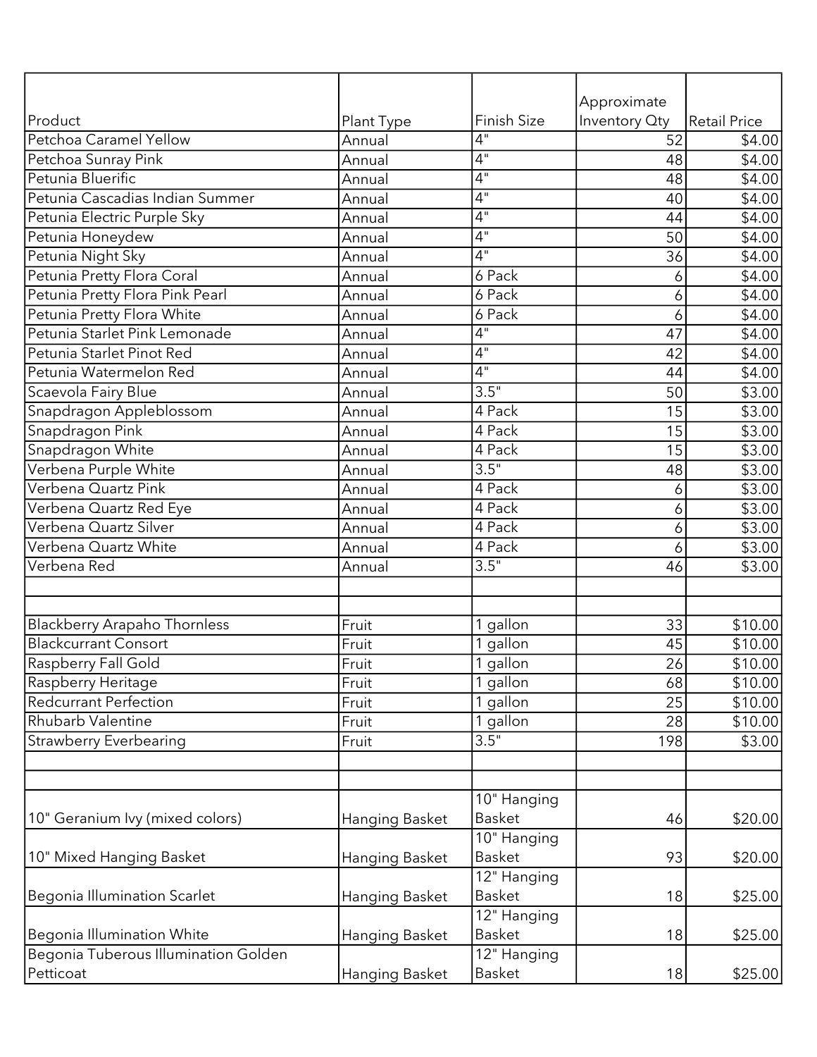| Product | Plant Type | Finish Size | Approximate Inventory Qty | Retail Price |
|---|---|---|---|---|
| Petchoa Caramel Yellow | Annual | 4" | 52 | $4.00 |
| Petchoa Sunray Pink | Annual | 4" | 48 | $4.00 |
| Petunia Bluerific | Annual | 4" | 48 | $4.00 |
| Petunia Cascadias Indian Summer | Annual | 4" | 40 | $4.00 |
| Petunia Electric Purple Sky | Annual | 4" | 44 | $4.00 |
| Petunia Honeydew | Annual | 4" | 50 | $4.00 |
| Petunia Night Sky | Annual | 4" | 36 | $4.00 |
| Petunia Pretty Flora Coral | Annual | 6 Pack | 6 | $4.00 |
| Petunia Pretty Flora Pink Pearl | Annual | 6 Pack | 6 | $4.00 |
| Petunia Pretty Flora White | Annual | 6 Pack | 6 | $4.00 |
| Petunia Starlet Pink Lemonade | Annual | 4" | 47 | $4.00 |
| Petunia Starlet Pinot Red | Annual | 4" | 42 | $4.00 |
| Petunia Watermelon Red | Annual | 4" | 44 | $4.00 |
| Scaevola Fairy Blue | Annual | 3.5" | 50 | $3.00 |
| Snapdragon Appleblossom | Annual | 4 Pack | 15 | $3.00 |
| Snapdragon Pink | Annual | 4 Pack | 15 | $3.00 |
| Snapdragon White | Annual | 4 Pack | 15 | $3.00 |
| Verbena Purple White | Annual | 3.5" | 48 | $3.00 |
| Verbena Quartz Pink | Annual | 4 Pack | 6 | $3.00 |
| Verbena Quartz Red Eye | Annual | 4 Pack | 6 | $3.00 |
| Verbena Quartz Silver | Annual | 4 Pack | 6 | $3.00 |
| Verbena Quartz White | Annual | 4 Pack | 6 | $3.00 |
| Verbena Red | Annual | 3.5" | 46 | $3.00 |
| | | | | |
| | | | | |
| Blackberry Arapaho Thornless | Fruit | 1 gallon | 33 | $10.00 |
| Blackcurrant Consort | Fruit | 1 gallon | 45 | $10.00 |
| Raspberry Fall Gold | Fruit | 1 gallon | 26 | $10.00 |
| Raspberry Heritage | Fruit | 1 gallon | 68 | $10.00 |
| Redcurrant Perfection | Fruit | 1 gallon | 25 | $10.00 |
| Rhubarb Valentine | Fruit | 1 gallon | 28 | $10.00 |
| Strawberry Everbearing | Fruit | 3.5" | 198 | $3.00 |
| | | | | |
| | | | | |
| 10" Geranium Ivy (mixed colors) | Hanging Basket | 10" Hanging Basket | 46 | $20.00 |
| 10" Mixed Hanging Basket | Hanging Basket | 10" Hanging Basket | 93 | $20.00 |
| Begonia Illumination Scarlet | Hanging Basket | 12" Hanging Basket | 18 | $25.00 |
| Begonia Illumination White | Hanging Basket | 12" Hanging Basket | 18 | $25.00 |
| Begonia Tuberous Illumination Golden Petticoat | Hanging Basket | 12" Hanging Basket | 18 | $25.00 |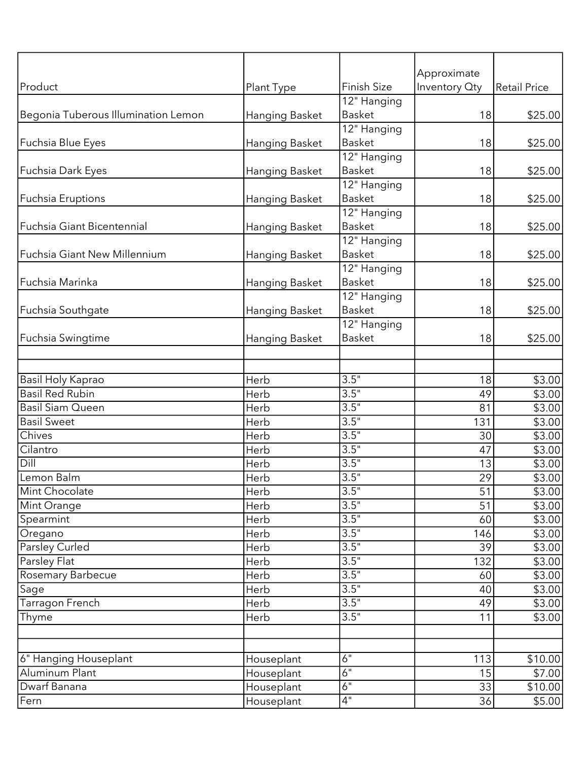| Product | Plant Type | Finish Size | Approximate Inventory Qty | Retail Price |
|---|---|---|---|---|
| Begonia Tuberous Illumination Lemon | Hanging Basket | 12" Hanging Basket | 18 | $25.00 |
| Fuchsia Blue Eyes | Hanging Basket | 12" Hanging Basket | 18 | $25.00 |
| Fuchsia Dark Eyes | Hanging Basket | 12" Hanging Basket | 18 | $25.00 |
| Fuchsia Eruptions | Hanging Basket | 12" Hanging Basket | 18 | $25.00 |
| Fuchsia Giant Bicentennial | Hanging Basket | 12" Hanging Basket | 18 | $25.00 |
| Fuchsia Giant New Millennium | Hanging Basket | 12" Hanging Basket | 18 | $25.00 |
| Fuchsia Marinka | Hanging Basket | 12" Hanging Basket | 18 | $25.00 |
| Fuchsia Southgate | Hanging Basket | 12" Hanging Basket | 18 | $25.00 |
| Fuchsia Swingtime | Hanging Basket | 12" Hanging Basket | 18 | $25.00 |
| | | | | |
| | | | | |
| Basil Holy Kaprao | Herb | 3.5" | 18 | $3.00 |
| Basil Red Rubin | Herb | 3.5" | 49 | $3.00 |
| Basil Siam Queen | Herb | 3.5" | 81 | $3.00 |
| Basil Sweet | Herb | 3.5" | 131 | $3.00 |
| Chives | Herb | 3.5" | 30 | $3.00 |
| Cilantro | Herb | 3.5" | 47 | $3.00 |
| Dill | Herb | 3.5" | 13 | $3.00 |
| Lemon Balm | Herb | 3.5" | 29 | $3.00 |
| Mint Chocolate | Herb | 3.5" | 51 | $3.00 |
| Mint Orange | Herb | 3.5" | 51 | $3.00 |
| Spearmint | Herb | 3.5" | 60 | $3.00 |
| Oregano | Herb | 3.5" | 146 | $3.00 |
| Parsley Curled | Herb | 3.5" | 39 | $3.00 |
| Parsley Flat | Herb | 3.5" | 132 | $3.00 |
| Rosemary Barbecue | Herb | 3.5" | 60 | $3.00 |
| Sage | Herb | 3.5" | 40 | $3.00 |
| Tarragon French | Herb | 3.5" | 49 | $3.00 |
| Thyme | Herb | 3.5" | 11 | $3.00 |
| | | | | |
| | | | | |
| 6" Hanging Houseplant | Houseplant | 6" | 113 | $10.00 |
| Aluminum Plant | Houseplant | 6" | 15 | $7.00 |
| Dwarf Banana | Houseplant | 6" | 33 | $10.00 |
| Fern | Houseplant | 4" | 36 | $5.00 |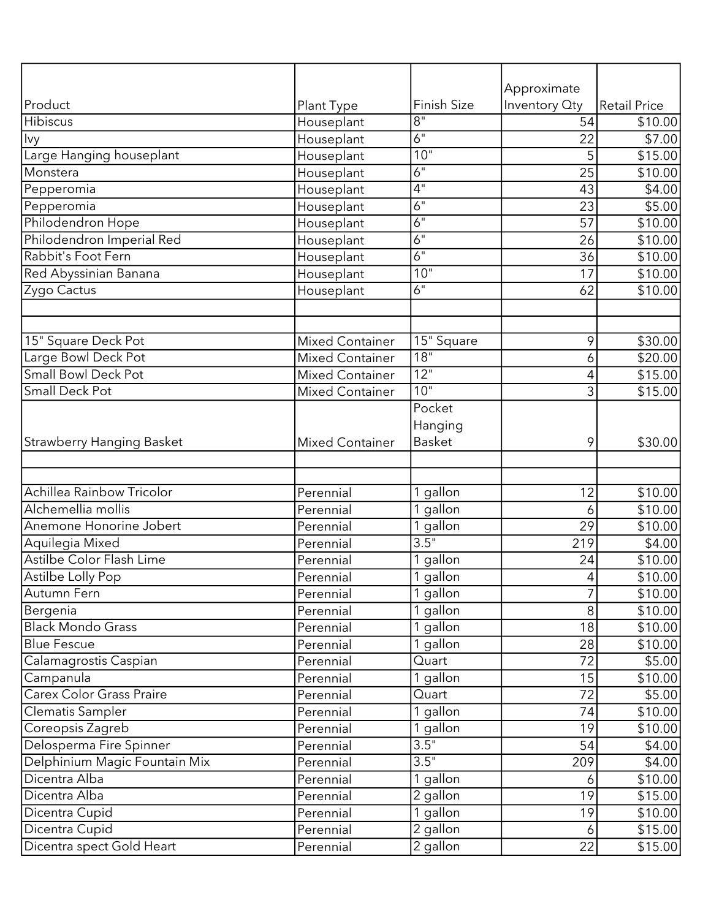| Product | Plant Type | Finish Size | Approximate Inventory Qty | Retail Price |
|---|---|---|---|---|
| Hibiscus | Houseplant | 8" | 54 | $10.00 |
| Ivy | Houseplant | 6" | 22 | $7.00 |
| Large Hanging houseplant | Houseplant | 10" | 5 | $15.00 |
| Monstera | Houseplant | 6" | 25 | $10.00 |
| Pepperomia | Houseplant | 4" | 43 | $4.00 |
| Pepperomia | Houseplant | 6" | 23 | $5.00 |
| Philodendron Hope | Houseplant | 6" | 57 | $10.00 |
| Philodendron Imperial Red | Houseplant | 6" | 26 | $10.00 |
| Rabbit's Foot Fern | Houseplant | 6" | 36 | $10.00 |
| Red Abyssinian Banana | Houseplant | 10" | 17 | $10.00 |
| Zygo Cactus | Houseplant | 6" | 62 | $10.00 |
| | | | | |
| | | | | |
| 15" Square Deck Pot | Mixed Container | 15" Square | 9 | $30.00 |
| Large Bowl Deck Pot | Mixed Container | 18" | 6 | $20.00 |
| Small Bowl Deck Pot | Mixed Container | 12" | 4 | $15.00 |
| Small Deck Pot | Mixed Container | 10" | 3 | $15.00 |
| Strawberry Hanging Basket | Mixed Container | Pocket Hanging Basket | 9 | $30.00 |
| | | | | |
| | | | | |
| Achillea Rainbow Tricolor | Perennial | 1 gallon | 12 | $10.00 |
| Alchemellia mollis | Perennial | 1 gallon | 6 | $10.00 |
| Anemone Honorine Jobert | Perennial | 1 gallon | 29 | $10.00 |
| Aquilegia Mixed | Perennial | 3.5" | 219 | $4.00 |
| Astilbe Color Flash Lime | Perennial | 1 gallon | 24 | $10.00 |
| Astilbe Lolly Pop | Perennial | 1 gallon | 4 | $10.00 |
| Autumn Fern | Perennial | 1 gallon | 7 | $10.00 |
| Bergenia | Perennial | 1 gallon | 8 | $10.00 |
| Black Mondo Grass | Perennial | 1 gallon | 18 | $10.00 |
| Blue Fescue | Perennial | 1 gallon | 28 | $10.00 |
| Calamagrostis Caspian | Perennial | Quart | 72 | $5.00 |
| Campanula | Perennial | 1 gallon | 15 | $10.00 |
| Carex Color Grass Praire | Perennial | Quart | 72 | $5.00 |
| Clematis Sampler | Perennial | 1 gallon | 74 | $10.00 |
| Coreopsis Zagreb | Perennial | 1 gallon | 19 | $10.00 |
| Delosperma Fire Spinner | Perennial | 3.5" | 54 | $4.00 |
| Delphinium Magic Fountain Mix | Perennial | 3.5" | 209 | $4.00 |
| Dicentra Alba | Perennial | 1 gallon | 6 | $10.00 |
| Dicentra Alba | Perennial | 2 gallon | 19 | $15.00 |
| Dicentra Cupid | Perennial | 1 gallon | 19 | $10.00 |
| Dicentra Cupid | Perennial | 2 gallon | 6 | $15.00 |
| Dicentra spect Gold Heart | Perennial | 2 gallon | 22 | $15.00 |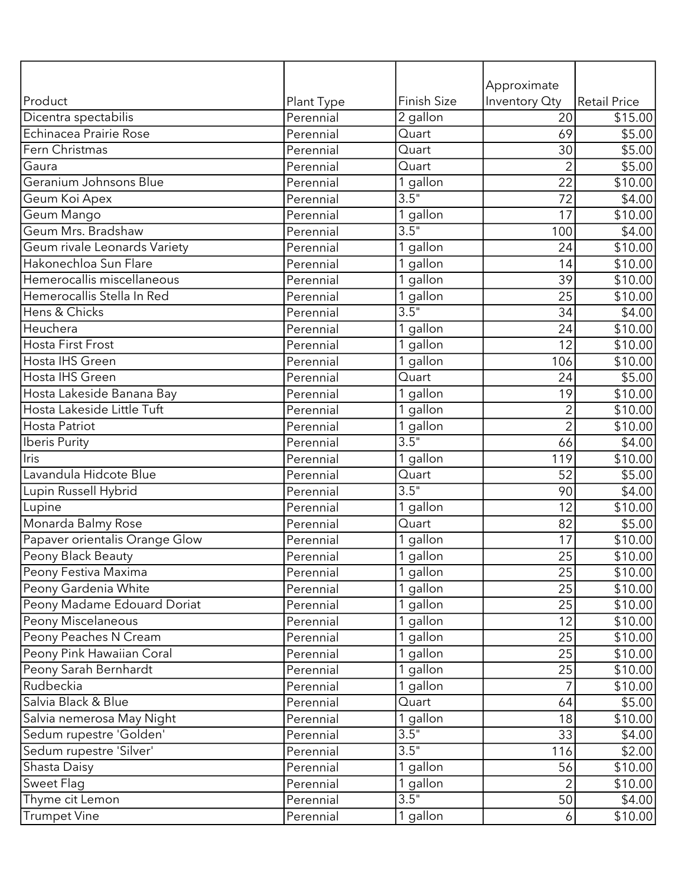| Product | Plant Type | Finish Size | Approximate Inventory Qty | Retail Price |
|---|---|---|---|---|
| Dicentra spectabilis | Perennial | 2 gallon | 20 | $15.00 |
| Echinacea Prairie Rose | Perennial | Quart | 69 | $5.00 |
| Fern Christmas | Perennial | Quart | 30 | $5.00 |
| Gaura | Perennial | Quart | 2 | $5.00 |
| Geranium Johnsons Blue | Perennial | 1 gallon | 22 | $10.00 |
| Geum Koi Apex | Perennial | 3.5" | 72 | $4.00 |
| Geum Mango | Perennial | 1 gallon | 17 | $10.00 |
| Geum Mrs. Bradshaw | Perennial | 3.5" | 100 | $4.00 |
| Geum rivale Leonards Variety | Perennial | 1 gallon | 24 | $10.00 |
| Hakonechloa Sun Flare | Perennial | 1 gallon | 14 | $10.00 |
| Hemerocallis miscellaneous | Perennial | 1 gallon | 39 | $10.00 |
| Hemerocallis Stella In Red | Perennial | 1 gallon | 25 | $10.00 |
| Hens & Chicks | Perennial | 3.5" | 34 | $4.00 |
| Heuchera | Perennial | 1 gallon | 24 | $10.00 |
| Hosta First Frost | Perennial | 1 gallon | 12 | $10.00 |
| Hosta IHS Green | Perennial | 1 gallon | 106 | $10.00 |
| Hosta IHS Green | Perennial | Quart | 24 | $5.00 |
| Hosta Lakeside Banana Bay | Perennial | 1 gallon | 19 | $10.00 |
| Hosta Lakeside Little Tuft | Perennial | 1 gallon | 2 | $10.00 |
| Hosta Patriot | Perennial | 1 gallon | 2 | $10.00 |
| Iberis Purity | Perennial | 3.5" | 66 | $4.00 |
| Iris | Perennial | 1 gallon | 119 | $10.00 |
| Lavandula Hidcote Blue | Perennial | Quart | 52 | $5.00 |
| Lupin Russell Hybrid | Perennial | 3.5" | 90 | $4.00 |
| Lupine | Perennial | 1 gallon | 12 | $10.00 |
| Monarda Balmy Rose | Perennial | Quart | 82 | $5.00 |
| Papaver orientalis Orange Glow | Perennial | 1 gallon | 17 | $10.00 |
| Peony Black Beauty | Perennial | 1 gallon | 25 | $10.00 |
| Peony Festiva Maxima | Perennial | 1 gallon | 25 | $10.00 |
| Peony Gardenia White | Perennial | 1 gallon | 25 | $10.00 |
| Peony Madame Edouard Doriat | Perennial | 1 gallon | 25 | $10.00 |
| Peony Miscelaneous | Perennial | 1 gallon | 12 | $10.00 |
| Peony Peaches N Cream | Perennial | 1 gallon | 25 | $10.00 |
| Peony Pink Hawaiian Coral | Perennial | 1 gallon | 25 | $10.00 |
| Peony Sarah Bernhardt | Perennial | 1 gallon | 25 | $10.00 |
| Rudbeckia | Perennial | 1 gallon | 7 | $10.00 |
| Salvia Black & Blue | Perennial | Quart | 64 | $5.00 |
| Salvia nemerosa May Night | Perennial | 1 gallon | 18 | $10.00 |
| Sedum rupestre 'Golden' | Perennial | 3.5" | 33 | $4.00 |
| Sedum rupestre 'Silver' | Perennial | 3.5" | 116 | $2.00 |
| Shasta Daisy | Perennial | 1 gallon | 56 | $10.00 |
| Sweet Flag | Perennial | 1 gallon | 2 | $10.00 |
| Thyme cit Lemon | Perennial | 3.5" | 50 | $4.00 |
| Trumpet Vine | Perennial | 1 gallon | 6 | $10.00 |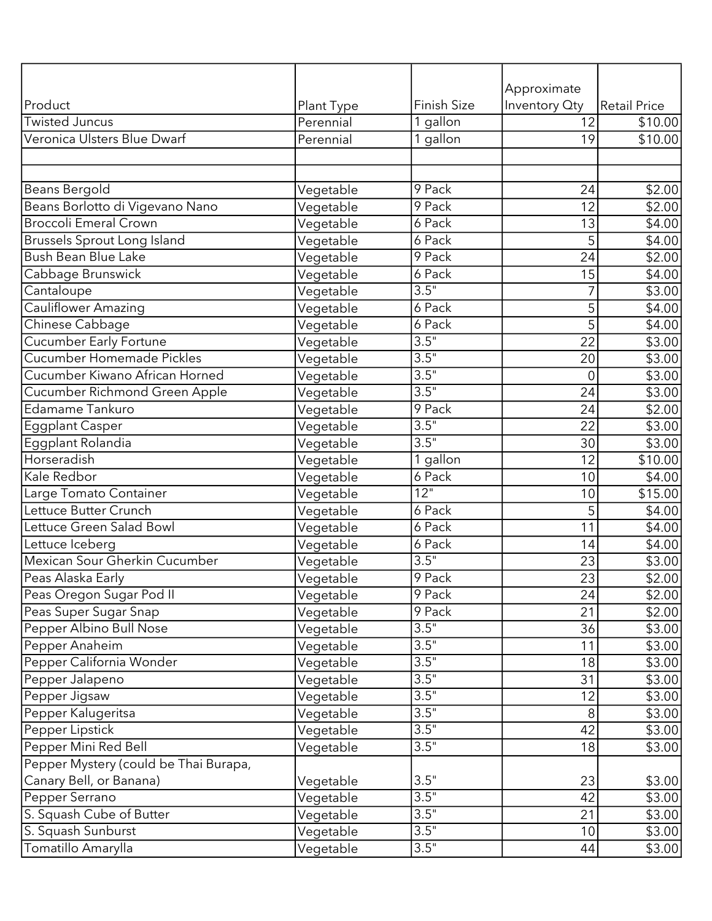| Product | Plant Type | Finish Size | Approximate Inventory Qty | Retail Price |
| --- | --- | --- | --- | --- |
| Twisted Juncus | Perennial | 1 gallon | 12 | $10.00 |
| Veronica Ulsters Blue Dwarf | Perennial | 1 gallon | 19 | $10.00 |
| | | | | |
| | | | | |
| Beans Bergold | Vegetable | 9 Pack | 24 | $2.00 |
| Beans Borlotto di Vigevano Nano | Vegetable | 9 Pack | 12 | $2.00 |
| Broccoli Emeral Crown | Vegetable | 6 Pack | 13 | $4.00 |
| Brussels Sprout Long Island | Vegetable | 6 Pack | 5 | $4.00 |
| Bush Bean Blue Lake | Vegetable | 9 Pack | 24 | $2.00 |
| Cabbage Brunswick | Vegetable | 6 Pack | 15 | $4.00 |
| Cantaloupe | Vegetable | 3.5" | 7 | $3.00 |
| Cauliflower Amazing | Vegetable | 6 Pack | 5 | $4.00 |
| Chinese Cabbage | Vegetable | 6 Pack | 5 | $4.00 |
| Cucumber Early Fortune | Vegetable | 3.5" | 22 | $3.00 |
| Cucumber Homemade Pickles | Vegetable | 3.5" | 20 | $3.00 |
| Cucumber Kiwano African Horned | Vegetable | 3.5" | 0 | $3.00 |
| Cucumber Richmond Green Apple | Vegetable | 3.5" | 24 | $3.00 |
| Edamame Tankuro | Vegetable | 9 Pack | 24 | $2.00 |
| Eggplant Casper | Vegetable | 3.5" | 22 | $3.00 |
| Eggplant Rolandia | Vegetable | 3.5" | 30 | $3.00 |
| Horseradish | Vegetable | 1 gallon | 12 | $10.00 |
| Kale Redbor | Vegetable | 6 Pack | 10 | $4.00 |
| Large Tomato Container | Vegetable | 12" | 10 | $15.00 |
| Lettuce Butter Crunch | Vegetable | 6 Pack | 5 | $4.00 |
| Lettuce Green Salad Bowl | Vegetable | 6 Pack | 11 | $4.00 |
| Lettuce Iceberg | Vegetable | 6 Pack | 14 | $4.00 |
| Mexican Sour Gherkin Cucumber | Vegetable | 3.5" | 23 | $3.00 |
| Peas Alaska Early | Vegetable | 9 Pack | 23 | $2.00 |
| Peas Oregon Sugar Pod II | Vegetable | 9 Pack | 24 | $2.00 |
| Peas Super Sugar Snap | Vegetable | 9 Pack | 21 | $2.00 |
| Pepper Albino Bull Nose | Vegetable | 3.5" | 36 | $3.00 |
| Pepper Anaheim | Vegetable | 3.5" | 11 | $3.00 |
| Pepper California Wonder | Vegetable | 3.5" | 18 | $3.00 |
| Pepper Jalapeno | Vegetable | 3.5" | 31 | $3.00 |
| Pepper Jigsaw | Vegetable | 3.5" | 12 | $3.00 |
| Pepper Kalugeritsa | Vegetable | 3.5" | 8 | $3.00 |
| Pepper Lipstick | Vegetable | 3.5" | 42 | $3.00 |
| Pepper Mini Red Bell | Vegetable | 3.5" | 18 | $3.00 |
| Pepper Mystery (could be Thai Burapa, Canary Bell, or Banana) | Vegetable | 3.5" | 23 | $3.00 |
| Pepper Serrano | Vegetable | 3.5" | 42 | $3.00 |
| S. Squash Cube of Butter | Vegetable | 3.5" | 21 | $3.00 |
| S. Squash Sunburst | Vegetable | 3.5" | 10 | $3.00 |
| Tomatillo Amarylla | Vegetable | 3.5" | 44 | $3.00 |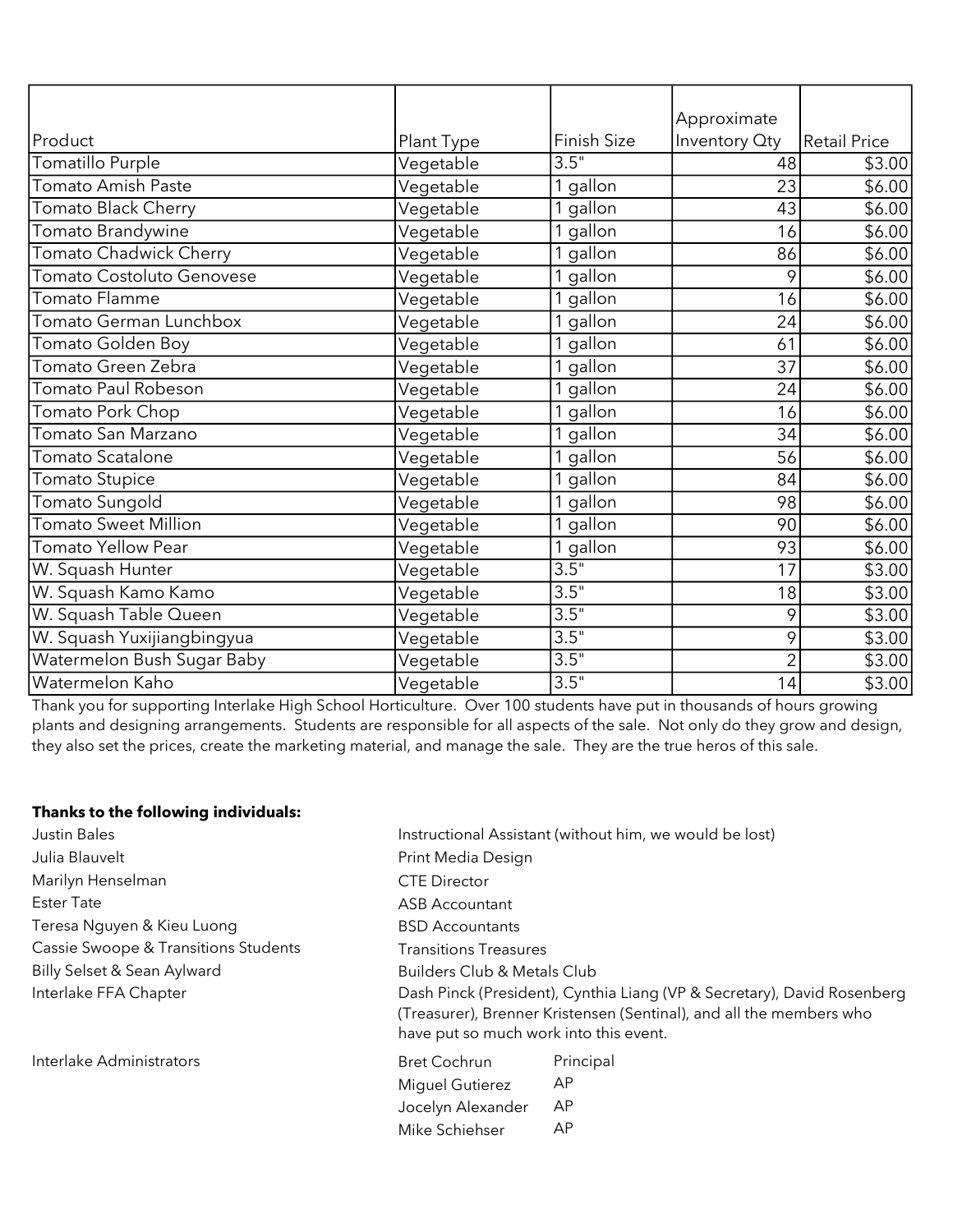| Product | Plant Type | Finish Size | Approximate Inventory Qty | Retail Price |
|---|---|---|---|---|
| Tomatillo Purple | Vegetable | 3.5" | 48 | $3.00 |
| Tomato Amish Paste | Vegetable | 1 gallon | 23 | $6.00 |
| Tomato Black Cherry | Vegetable | 1 gallon | 43 | $6.00 |
| Tomato Brandywine | Vegetable | 1 gallon | 16 | $6.00 |
| Tomato Chadwick Cherry | Vegetable | 1 gallon | 86 | $6.00 |
| Tomato Costoluto Genovese | Vegetable | 1 gallon | 9 | $6.00 |
| Tomato Flamme | Vegetable | 1 gallon | 16 | $6.00 |
| Tomato German Lunchbox | Vegetable | 1 gallon | 24 | $6.00 |
| Tomato Golden Boy | Vegetable | 1 gallon | 61 | $6.00 |
| Tomato Green Zebra | Vegetable | 1 gallon | 37 | $6.00 |
| Tomato Paul Robeson | Vegetable | 1 gallon | 24 | $6.00 |
| Tomato Pork Chop | Vegetable | 1 gallon | 16 | $6.00 |
| Tomato San Marzano | Vegetable | 1 gallon | 34 | $6.00 |
| Tomato Scatalone | Vegetable | 1 gallon | 56 | $6.00 |
| Tomato Stupice | Vegetable | 1 gallon | 84 | $6.00 |
| Tomato Sungold | Vegetable | 1 gallon | 98 | $6.00 |
| Tomato Sweet Million | Vegetable | 1 gallon | 90 | $6.00 |
| Tomato Yellow Pear | Vegetable | 1 gallon | 93 | $6.00 |
| W. Squash Hunter | Vegetable | 3.5" | 17 | $3.00 |
| W. Squash Kamo Kamo | Vegetable | 3.5" | 18 | $3.00 |
| W. Squash Table Queen | Vegetable | 3.5" | 9 | $3.00 |
| W. Squash Yuxijiangbingyua | Vegetable | 3.5" | 9 | $3.00 |
| Watermelon Bush Sugar Baby | Vegetable | 3.5" | 2 | $3.00 |
| Watermelon Kaho | Vegetable | 3.5" | 14 | $3.00 |

Thank you for supporting Interlake High School Horticulture. Over 100 students have put in thousands of hours growing plants and designing arrangements. Students are responsible for all aspects of the sale. Not only do they grow and design, they also set the prices, create the marketing material, and manage the sale. They are the true heros of this sale.

**Thanks to the following individuals:**

| | |
|---|---|
| Justin Bales | Instructional Assistant (without him, we would be lost) |
| Julia Blauvelt | Print Media Design |
| Marilyn Henselman | CTE Director |
| Ester Tate | ASB Accountant |
| Teresa Nguyen & Kieu Luong | BSD Accountants |
| Cassie Swoope & Transitions Students | Transitions Treasures |
| Billy Selset & Sean Aylward | Builders Club & Metals Club |
| Interlake FFA Chapter | Dash Pinck (President), Cynthia Liang (VP & Secretary), David Rosenberg (Treasurer), Brenner Kristensen (Sentinal), and all the members who have put so much work into this event. |

Interlake Administrators

| | |
|---|---|
| Bret Cochrun | Principal |
| Miguel Gutierez | AP |
| Jocelyn Alexander | AP |
| Mike Schiehser | AP |